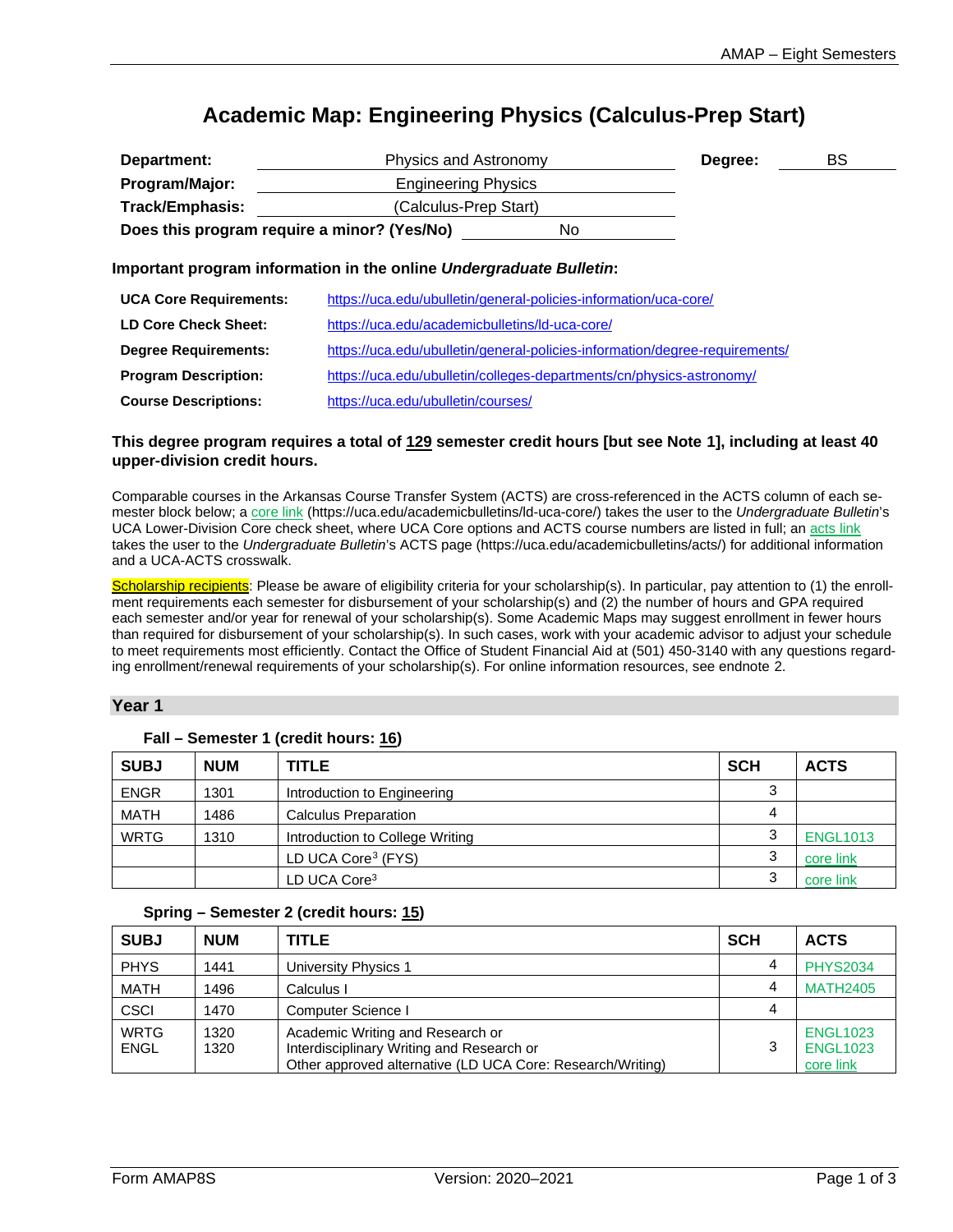# Academic Map: Engineering Physics (Calculus-Prep Start)

| | | | |
|---|---|---|---|
| **Department:** | Physics and Astronomy | **Degree:** | BS |
| **Program/Major:** | Engineering Physics | | |
| **Track/Emphasis:** | (Calculus-Prep Start) | | |
| **Does this program require a minor? (Yes/No)** | No | | |

**Important program information in the online *Undergraduate Bulletin*:**

| | |
|---|---|
| **UCA Core Requirements:** | https://uca.edu/ubulletin/general-policies-information/uca-core/ |
| **LD Core Check Sheet:** | https://uca.edu/academicbulletins/ld-uca-core/ |
| **Degree Requirements:** | https://uca.edu/ubulletin/general-policies-information/degree-requirements/ |
| **Program Description:** | https://uca.edu/ubulletin/colleges-departments/cn/physics-astronomy/ |
| **Course Descriptions:** | https://uca.edu/ubulletin/courses/ |

**This degree program requires a total of 129 semester credit hours [but see Note 1], including at least 40 upper-division credit hours.**

Comparable courses in the Arkansas Course Transfer System (ACTS) are cross-referenced in the ACTS column of each semester block below; a core link (https://uca.edu/academicbulletins/ld-uca-core/) takes the user to the *Undergraduate Bulletin*'s UCA Lower-Division Core check sheet, where UCA Core options and ACTS course numbers are listed in full; an acts link takes the user to the *Undergraduate Bulletin*'s ACTS page (https://uca.edu/academicbulletins/acts/) for additional information and a UCA-ACTS crosswalk.

Scholarship recipients: Please be aware of eligibility criteria for your scholarship(s). In particular, pay attention to (1) the enrollment requirements each semester for disbursement of your scholarship(s) and (2) the number of hours and GPA required each semester and/or year for renewal of your scholarship(s). Some Academic Maps may suggest enrollment in fewer hours than required for disbursement of your scholarship(s). In such cases, work with your academic advisor to adjust your schedule to meet requirements most efficiently. Contact the Office of Student Financial Aid at (501) 450-3140 with any questions regarding enrollment/renewal requirements of your scholarship(s). For online information resources, see endnote 2.

## Year 1

### Fall – Semester 1 (credit hours: 16)

| SUBJ | NUM | TITLE | SCH | ACTS |
|---|---|---|---|---|
| ENGR | 1301 | Introduction to Engineering | 3 | |
| MATH | 1486 | Calculus Preparation | 4 | |
| WRTG | 1310 | Introduction to College Writing | 3 | ENGL1013 |
| | | LD UCA Core[3] (FYS) | 3 | core link |
| | | LD UCA Core[3] | 3 | core link |

### Spring – Semester 2 (credit hours: 15)

| SUBJ | NUM | TITLE | SCH | ACTS |
|---|---|---|---|---|
| PHYS | 1441 | University Physics 1 | 4 | PHYS2034 |
| MATH | 1496 | Calculus I | 4 | MATH2405 |
| CSCI | 1470 | Computer Science I | 4 | |
| WRTG<br>ENGL | 1320<br>1320 | Academic Writing and Research or<br>Interdisciplinary Writing and Research or<br>Other approved alternative (LD UCA Core: Research/Writing) | 3 | ENGL1023<br>ENGL1023<br>core link |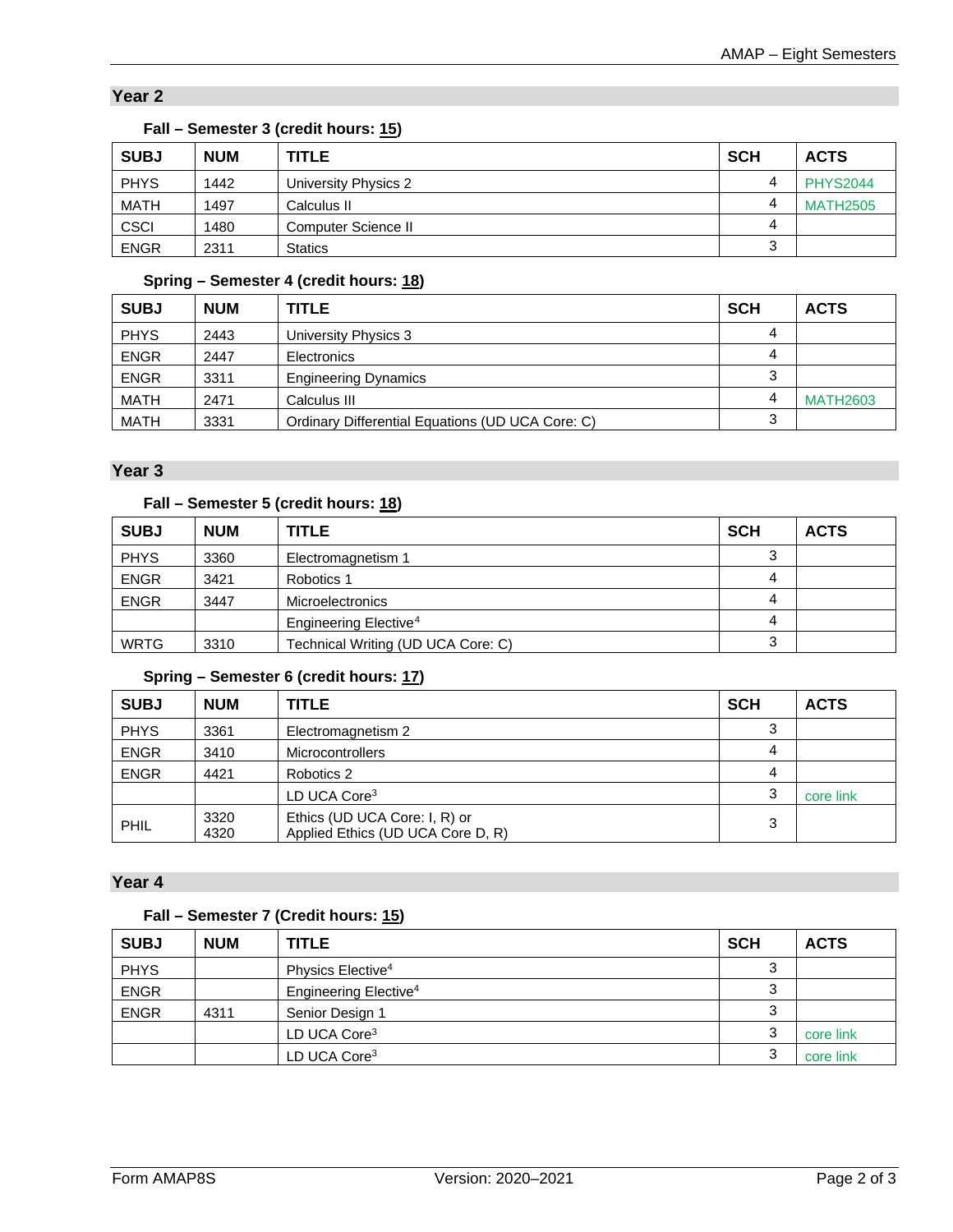## Year 2

### Fall – Semester 3 (credit hours: 15)

| SUBJ | NUM | TITLE | SCH | ACTS |
|---|---|---|---|---|
| PHYS | 1442 | University Physics 2 | 4 | PHYS2044 |
| MATH | 1497 | Calculus II | 4 | MATH2505 |
| CSCI | 1480 | Computer Science II | 4 | |
| ENGR | 2311 | Statics | 3 | |

### Spring – Semester 4 (credit hours: 18)

| SUBJ | NUM | TITLE | SCH | ACTS |
|---|---|---|---|---|
| PHYS | 2443 | University Physics 3 | 4 | |
| ENGR | 2447 | Electronics | 4 | |
| ENGR | 3311 | Engineering Dynamics | 3 | |
| MATH | 2471 | Calculus III | 4 | MATH2603 |
| MATH | 3331 | Ordinary Differential Equations (UD UCA Core: C) | 3 | |

## Year 3

### Fall – Semester 5 (credit hours: 18)

| SUBJ | NUM | TITLE | SCH | ACTS |
|---|---|---|---|---|
| PHYS | 3360 | Electromagnetism 1 | 3 | |
| ENGR | 3421 | Robotics 1 | 4 | |
| ENGR | 3447 | Microelectronics | 4 | |
| | | Engineering Elective[4] | 4 | |
| WRTG | 3310 | Technical Writing (UD UCA Core: C) | 3 | |

### Spring – Semester 6 (credit hours: 17)

| SUBJ | NUM | TITLE | SCH | ACTS |
|---|---|---|---|---|
| PHYS | 3361 | Electromagnetism 2 | 3 | |
| ENGR | 3410 | Microcontrollers | 4 | |
| ENGR | 4421 | Robotics 2 | 4 | |
| | | LD UCA Core[3] | 3 | core link |
| PHIL | 3320<br>4320 | Ethics (UD UCA Core: I, R) or<br>Applied Ethics (UD UCA Core D, R) | 3 | |

## Year 4

### Fall – Semester 7 (Credit hours: 15)

| SUBJ | NUM | TITLE | SCH | ACTS |
|---|---|---|---|---|
| PHYS | | Physics Elective[4] | 3 | |
| ENGR | | Engineering Elective[4] | 3 | |
| ENGR | 4311 | Senior Design 1 | 3 | |
| | | LD UCA Core[3] | 3 | core link |
| | | LD UCA Core[3] | 3 | core link |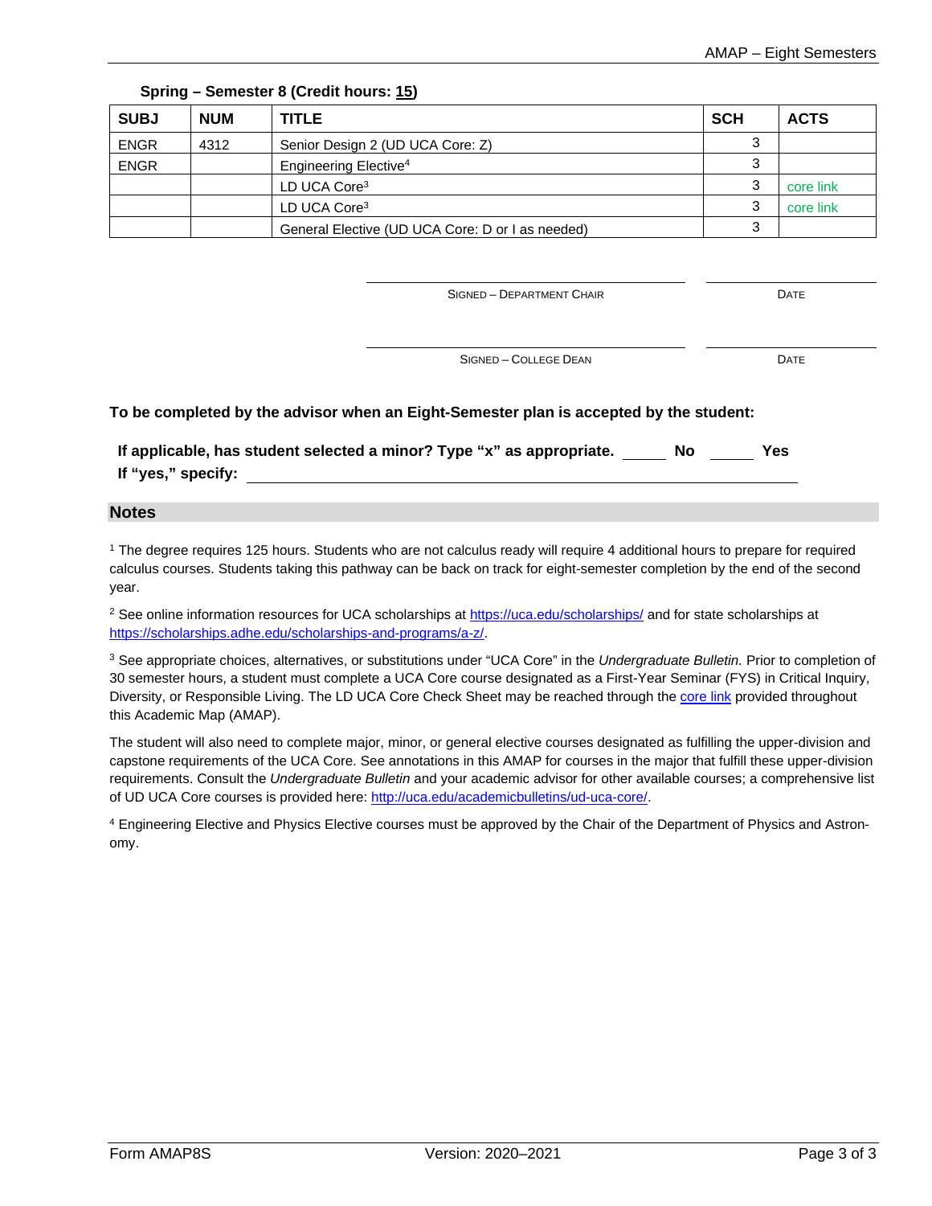**Spring – Semester 8 (Credit hours: 15)**

| SUBJ | NUM | TITLE | SCH | ACTS |
|---|---|---|---|---|
| ENGR | 4312 | Senior Design 2 (UD UCA Core: Z) | 3 | |
| ENGR | | Engineering Elective[4] | 3 | |
| | | LD UCA Core[3] | 3 | core link |
| | | LD UCA Core[3] | 3 | core link |
| | | General Elective (UD UCA Core: D or I as needed) | 3 | |

SIGNED – DEPARTMENT CHAIR ____________ DATE ____________

SIGNED – COLLEGE DEAN ____________ DATE ____________

**To be completed by the advisor when an Eight-Semester plan is accepted by the student:**

**If applicable, has student selected a minor? Type "x" as appropriate. _____ No _____ Yes**
**If "yes," specify:** ____________________

## Notes

[1] The degree requires 125 hours. Students who are not calculus ready will require 4 additional hours to prepare for required calculus courses. Students taking this pathway can be back on track for eight-semester completion by the end of the second year.

[2] See online information resources for UCA scholarships at https://uca.edu/scholarships/ and for state scholarships at https://scholarships.adhe.edu/scholarships-and-programs/a-z/.

[3] See appropriate choices, alternatives, or substitutions under "UCA Core" in the *Undergraduate Bulletin.* Prior to completion of 30 semester hours, a student must complete a UCA Core course designated as a First-Year Seminar (FYS) in Critical Inquiry, Diversity, or Responsible Living. The LD UCA Core Check Sheet may be reached through the core link provided throughout this Academic Map (AMAP).

The student will also need to complete major, minor, or general elective courses designated as fulfilling the upper-division and capstone requirements of the UCA Core. See annotations in this AMAP for courses in the major that fulfill these upper-division requirements. Consult the *Undergraduate Bulletin* and your academic advisor for other available courses; a comprehensive list of UD UCA Core courses is provided here: http://uca.edu/academicbulletins/ud-uca-core/.

[4] Engineering Elective and Physics Elective courses must be approved by the Chair of the Department of Physics and Astronomy.